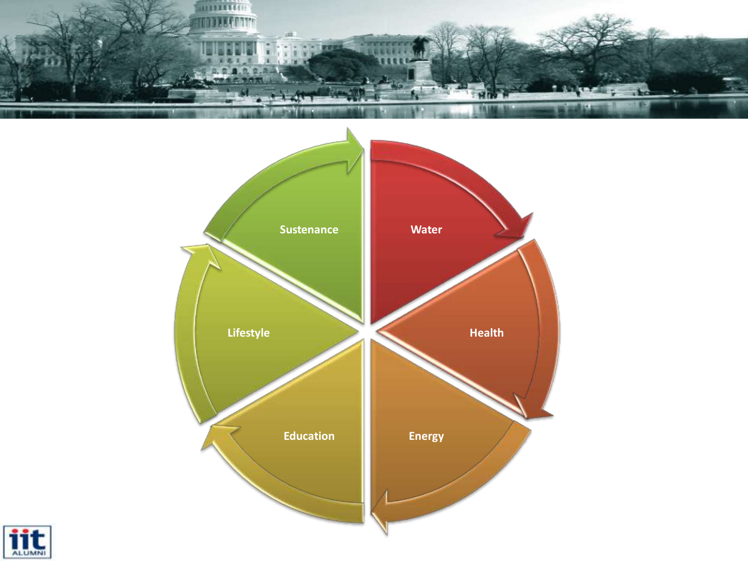Sustenance

Water

Lifestyle

Health

Education

Energy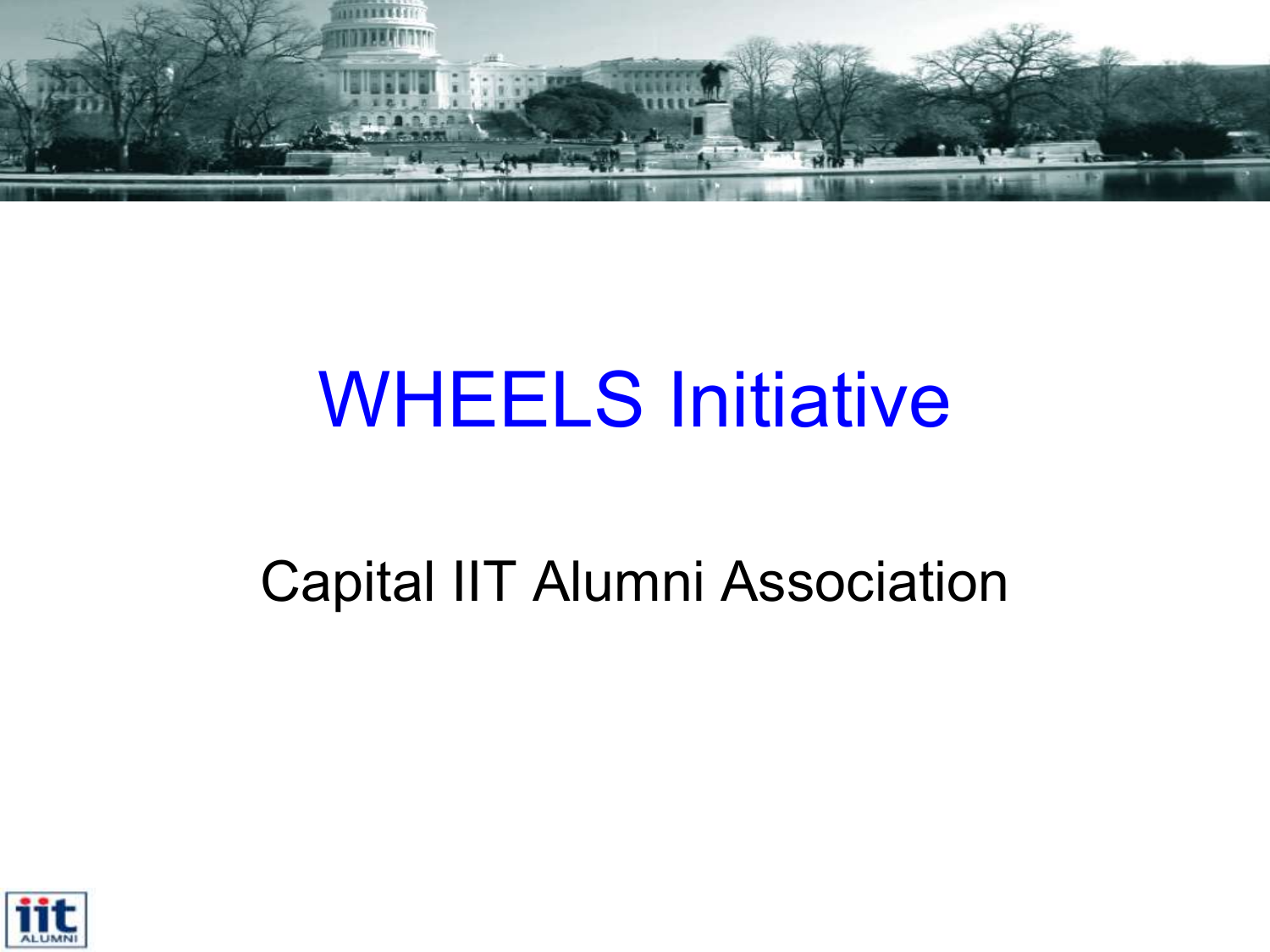# WHEELS Initiative

Capital IIT Alumni Association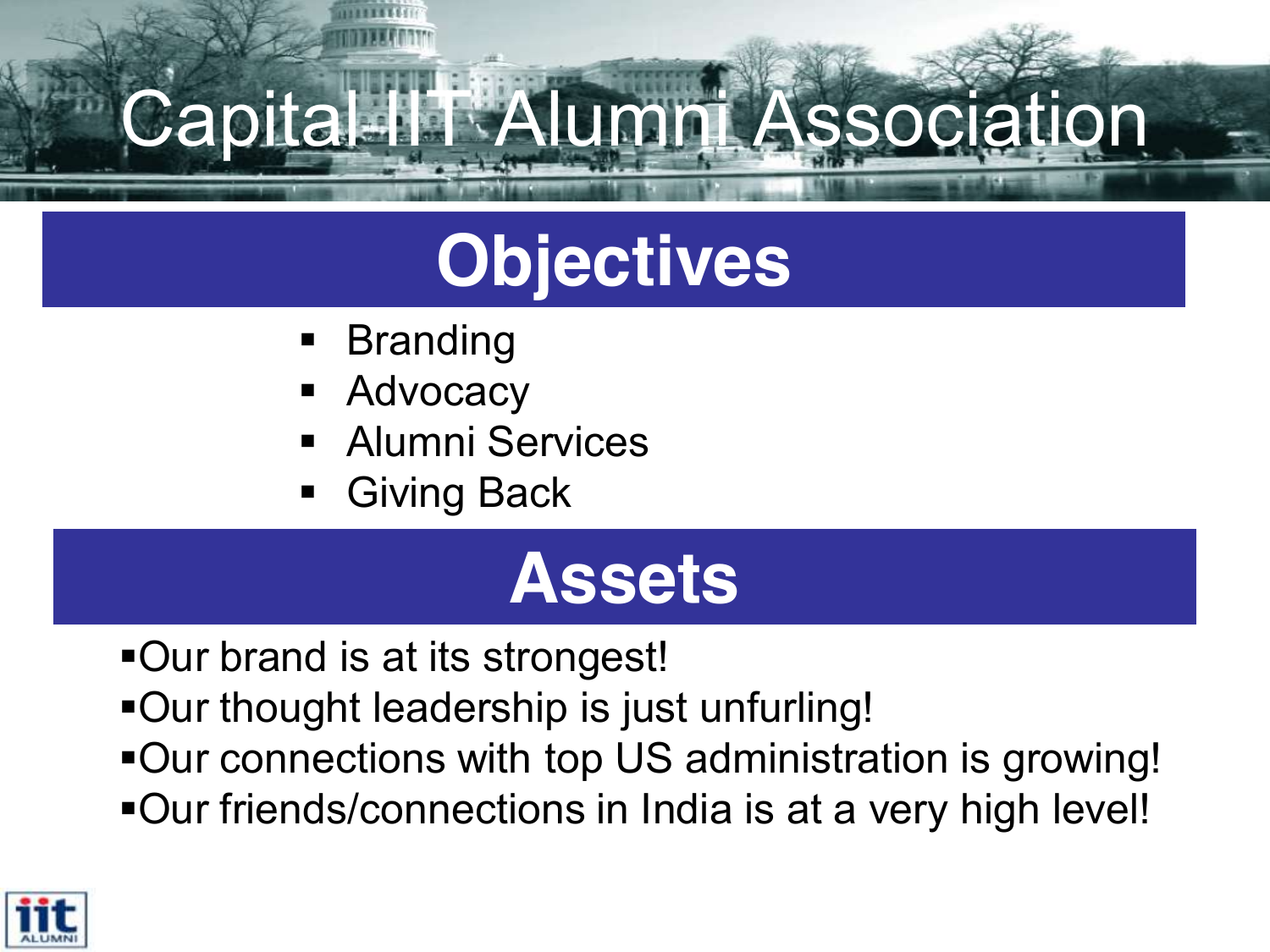# Capital IIT Alumni Association

## Objectives

- Branding
- Advocacy
- Alumni Services
- Giving Back

## Assets

- Our brand is at its strongest!
- Our thought leadership is just unfurling!
- Our connections with top US administration is growing!
- Our friends/connections in India is at a very high level!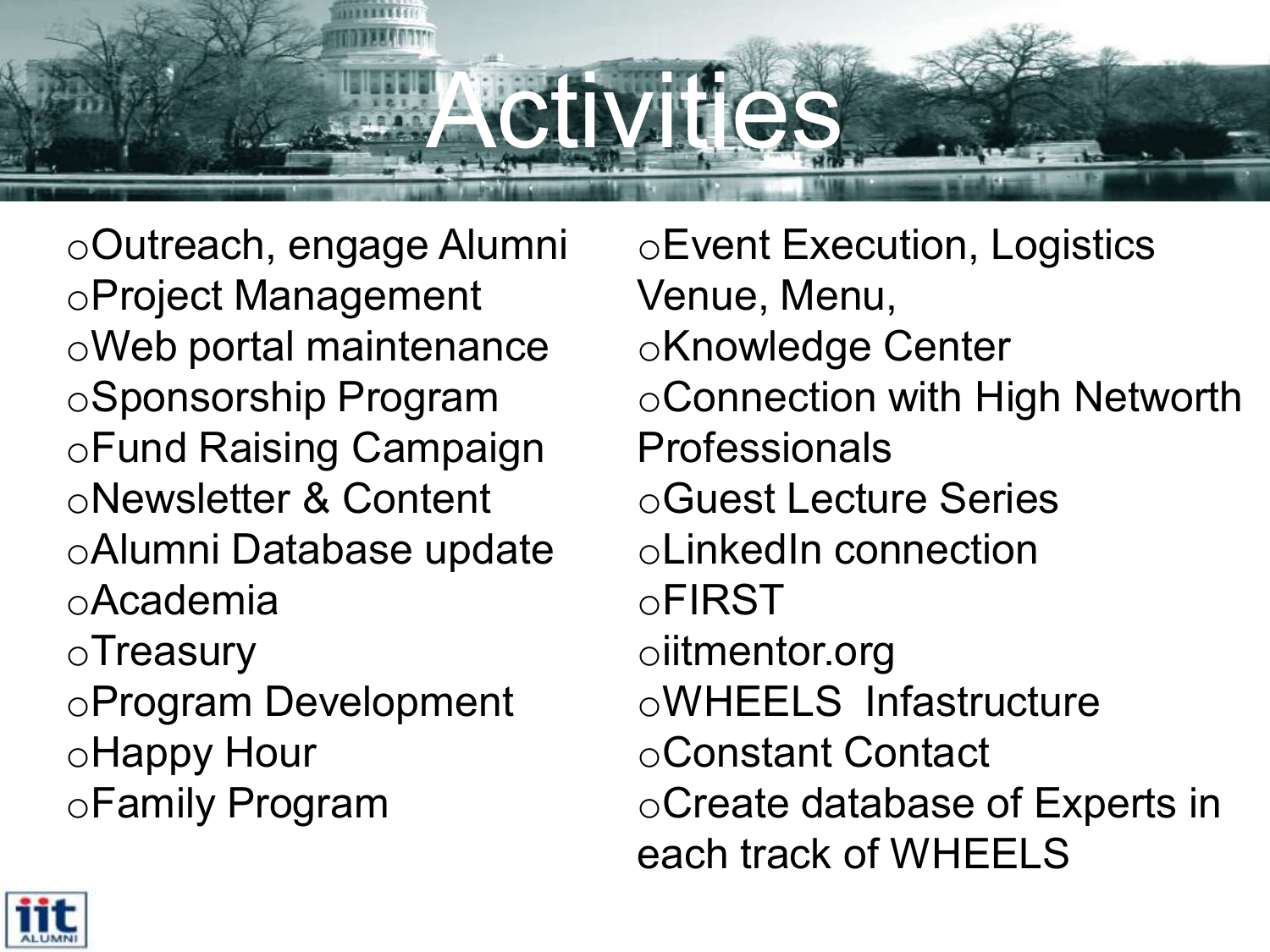# Activities

- Outreach, engage Alumni
- Project Management
- Web portal maintenance
- Sponsorship Program
- Fund Raising Campaign
- Newsletter & Content
- Alumni Database update
- Academia
- Treasury
- Program Development
- Happy Hour
- Family Program
- Event Execution, Logistics Venue, Menu,
- Knowledge Center
- Connection with High Networth Professionals
- Guest Lecture Series
- LinkedIn connection
- FIRST
- iitmentor.org
- WHEELS Infastructure
- Constant Contact
- Create database of Experts in each track of WHEELS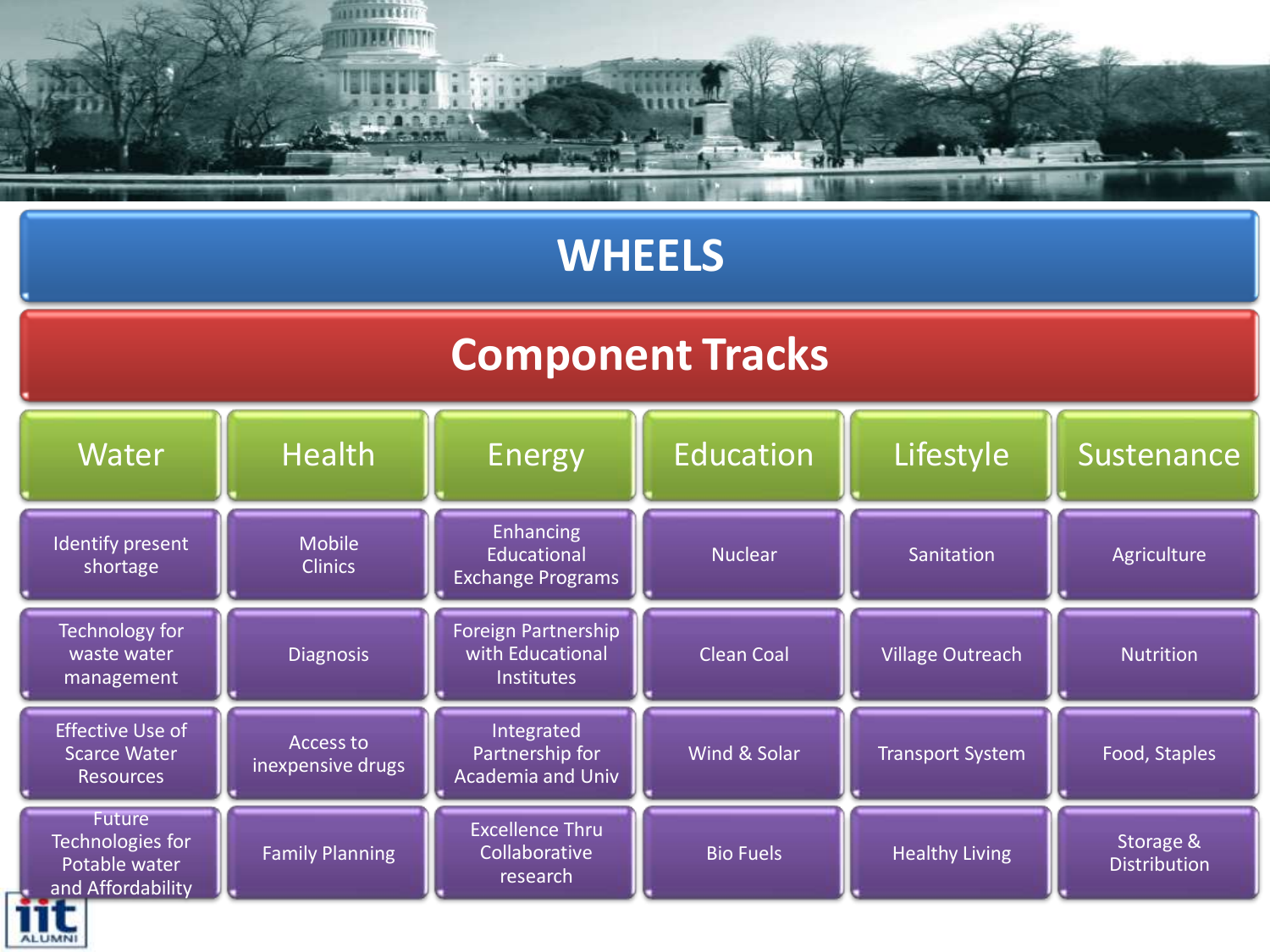# WHEELS

## Component Tracks

| Water | Health | Energy | Education | Lifestyle | Sustenance |
|---|---|---|---|---|---|
| Identify present shortage | Mobile Clinics | Enhancing Educational Exchange Programs | Nuclear | Sanitation | Agriculture |
| Technology for waste water management | Diagnosis | Foreign Partnership with Educational Institutes | Clean Coal | Village Outreach | Nutrition |
| Effective Use of Scarce Water Resources | Access to inexpensive drugs | Integrated Partnership for Academia and Univ | Wind & Solar | Transport System | Food, Staples |
| Future Technologies for Potable water and Affordability | Family Planning | Excellence Thru Collaborative research | Bio Fuels | Healthy Living | Storage & Distribution |

iit ALUMNI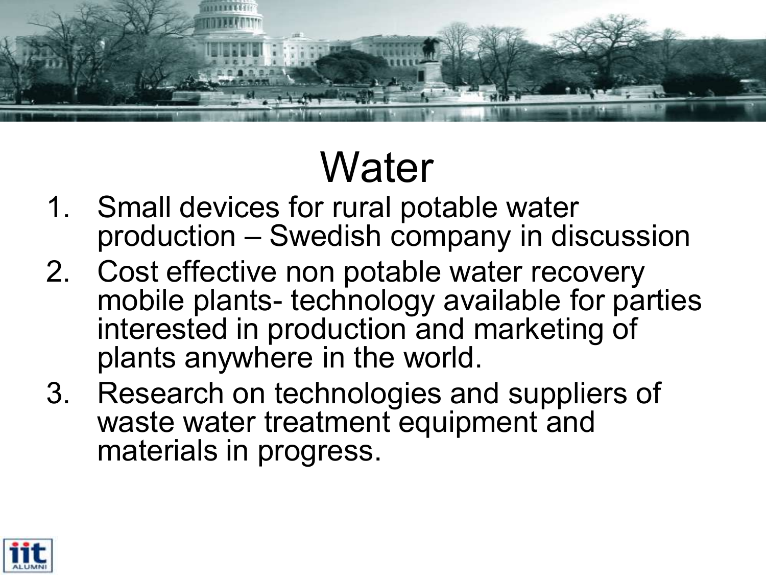# Water

1. Small devices for rural potable water production – Swedish company in discussion
2. Cost effective non potable water recovery mobile plants- technology available for parties interested in production and marketing of plants anywhere in the world.
3. Research on technologies and suppliers of waste water treatment equipment and materials in progress.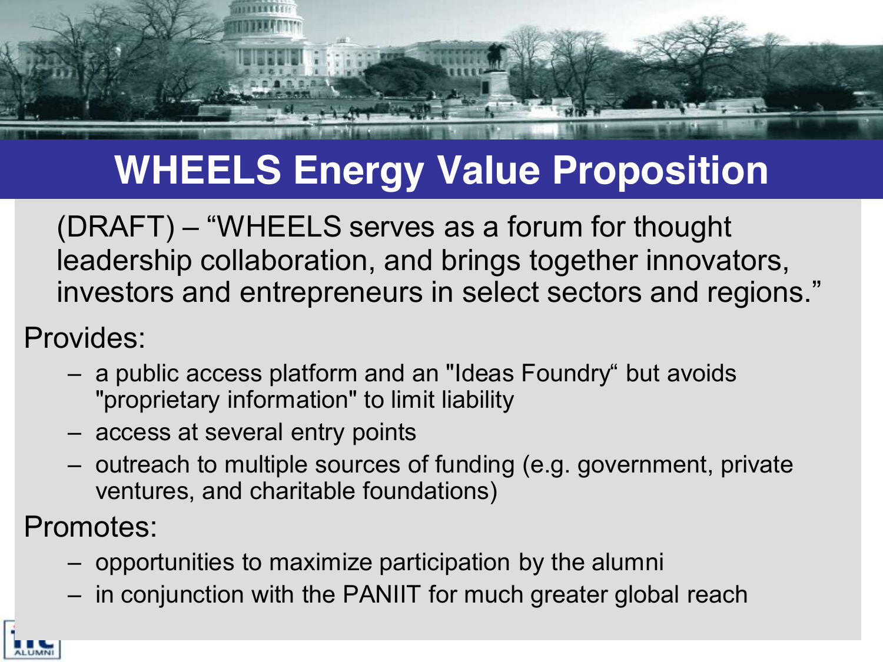# WHEELS Energy Value Proposition

(DRAFT) – "WHEELS serves as a forum for thought leadership collaboration, and brings together innovators, investors and entrepreneurs in select sectors and regions."

Provides:

- a public access platform and an "Ideas Foundry" but avoids "proprietary information" to limit liability
- access at several entry points
- outreach to multiple sources of funding (e.g. government, private ventures, and charitable foundations)

Promotes:

- opportunities to maximize participation by the alumni
- in conjunction with the PANIIT for much greater global reach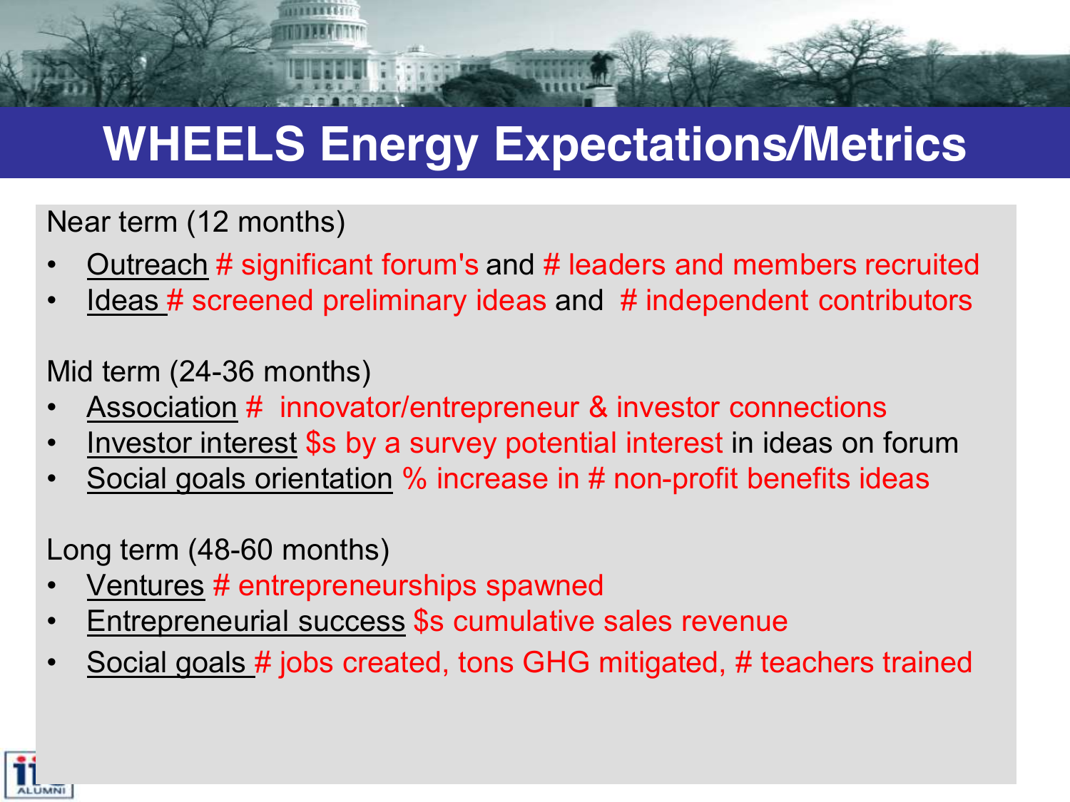# WHEELS Energy Expectations/Metrics

Near term (12 months)

- Outreach # significant forum's and # leaders and members recruited
- Ideas # screened preliminary ideas and # independent contributors

Mid term (24-36 months)

- Association # innovator/entrepreneur & investor connections
- Investor interest $s by a survey potential interest in ideas on forum
- Social goals orientation % increase in # non-profit benefits ideas

Long term (48-60 months)

- Ventures # entrepreneurships spawned
- Entrepreneurial success $s cumulative sales revenue
- Social goals # jobs created, tons GHG mitigated, # teachers trained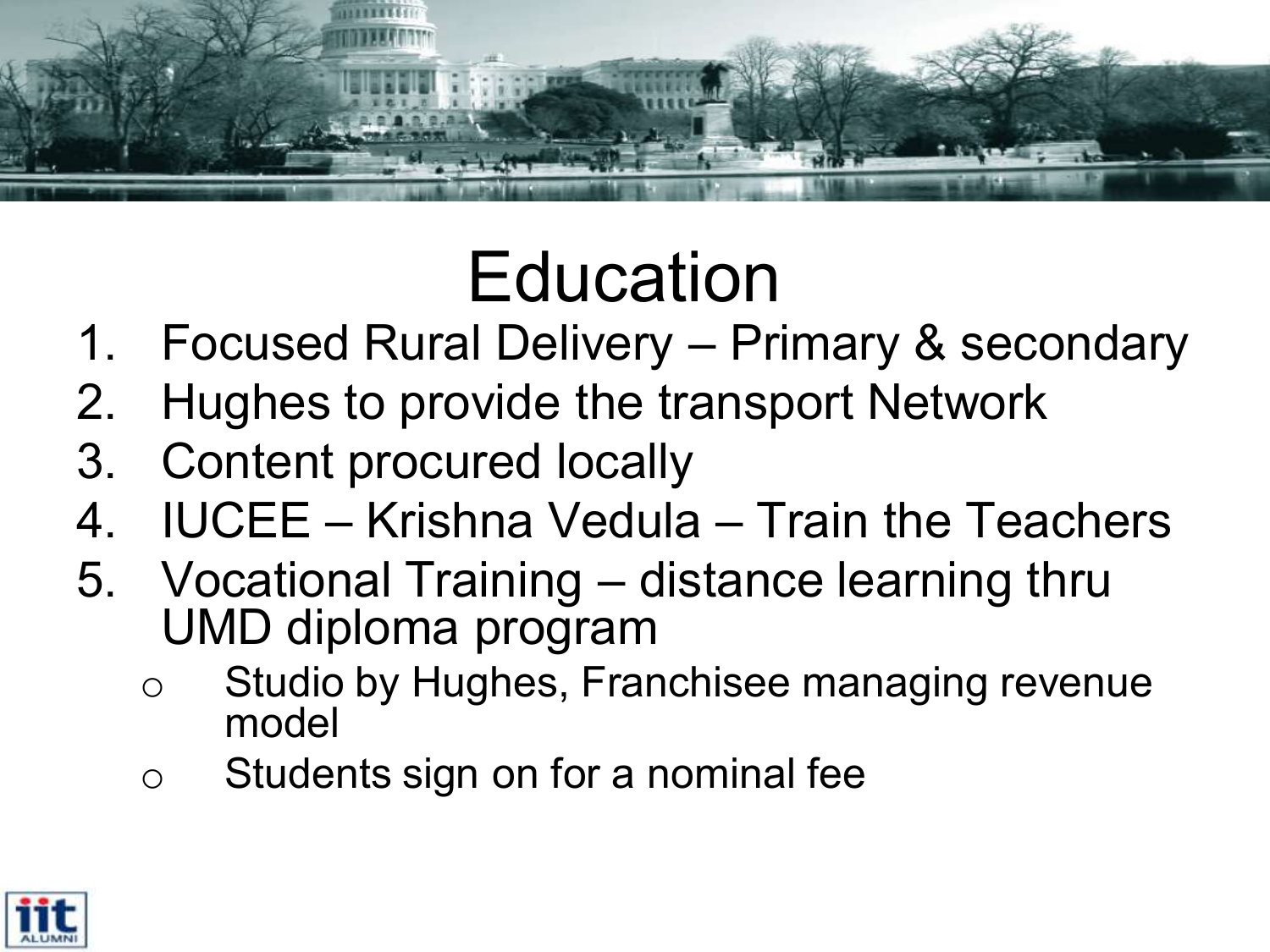# Education

1. Focused Rural Delivery – Primary & secondary
2. Hughes to provide the transport Network
3. Content procured locally
4. IUCEE – Krishna Vedula – Train the Teachers
5. Vocational Training – distance learning thru UMD diploma program
   - Studio by Hughes, Franchisee managing revenue model
   - Students sign on for a nominal fee